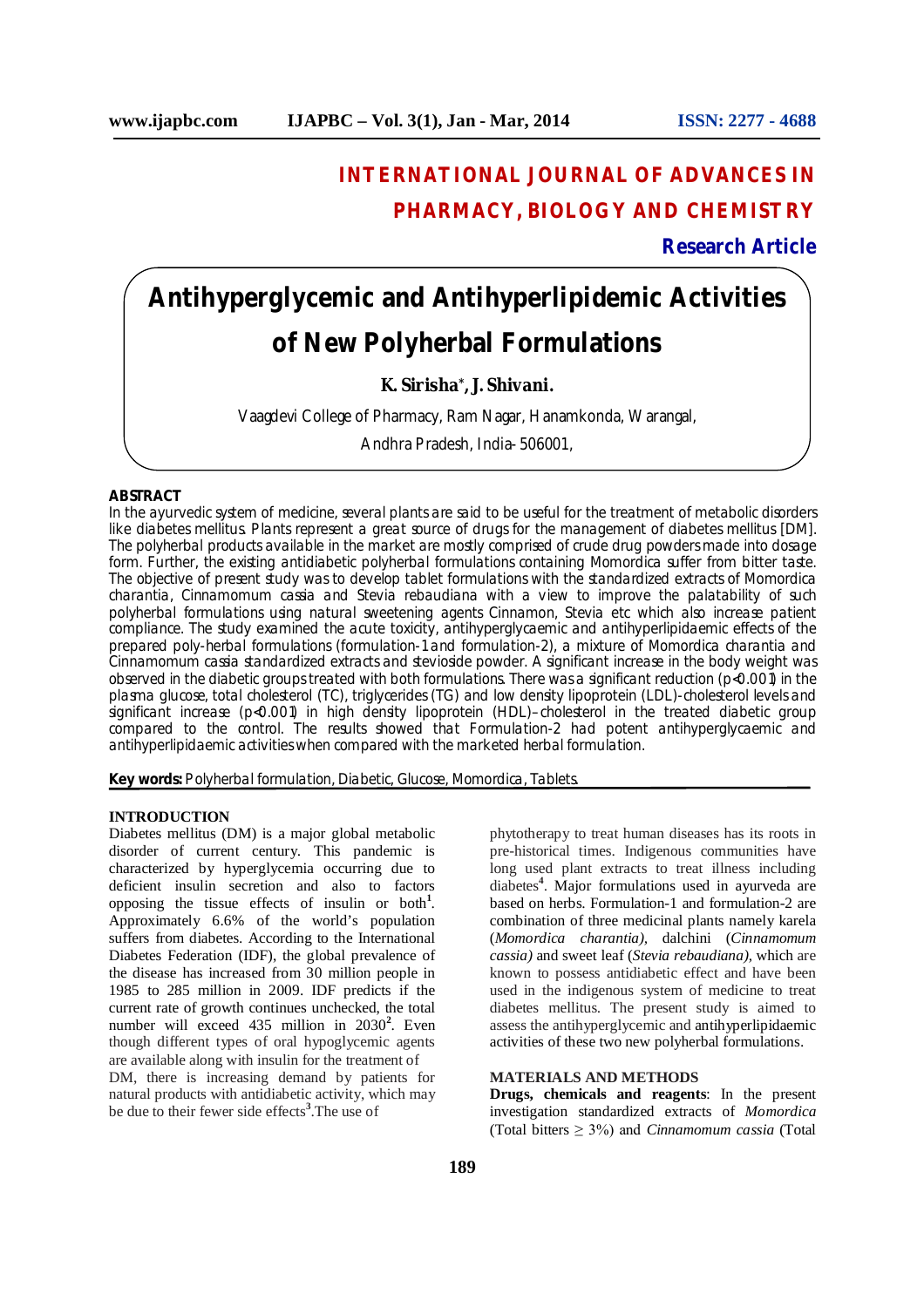# INTERNATIONAL JOURNAL OF ADVANCES IN PHARMACY, BIOLOGY AND CHEMISTRY

**Research Article**

# Antihyperglycemic and Antihyperlipidemic Activities of New Polyherbal Formulations

**K. Sirisha*, J. Shivani.**

Vaagdevi College of Pharmacy, Ram Nagar, Hanamkonda, Warangal, Andhra Pradesh, India- 506001,

## ABSTRACT

In the ayurvedic system of medicine, several plants are said to be useful for the treatment of metabolic disorders like diabetes mellitus. Plants represent a great source of drugs for the management of diabetes mellitus [DM]. The polyherbal products available in the market are mostly comprised of crude drug powders made into dosage form. Further, the existing antidiabetic polyherbal formulations containing Momordica suffer from bitter taste. The objective of present study was to develop tablet formulations with the standardized extracts of Momordica charantia, Cinnamomum cassia and Stevia rebaudiana with a view to improve the palatability of such polyherbal formulations using natural sweetening agents Cinnamon, Stevia etc which also increase patient compliance. The study examined the acute toxicity, antihyperglycaemic and antihyperlipidaemic effects of the prepared poly-herbal formulations (formulation-1 and formulation-2), a mixture of Momordica charantia and Cinnamomum cassia standardized extracts and stevioside powder. A significant increase in the body weight was observed in the diabetic groups treated with both formulations. There was a significant reduction ($p<0.001$) in the plasma glucose, total cholesterol (TC), triglycerides (TG) and low density lipoprotein (LDL)-cholesterol levels and significant increase ($p<0.001$) in high density lipoprotein (HDL)–cholesterol in the treated diabetic group compared to the control. The results showed that Formulation-2 had potent antihyperglycaemic and antihyperlipidaemic activities when compared with the marketed herbal formulation.

**Key words:** Polyherbal formulation, Diabetic, Glucose, Momordica, Tablets.

## INTRODUCTION

Diabetes mellitus (DM) is a major global metabolic disorder of current century. This pandemic is characterized by hyperglycemia occurring due to deficient insulin secretion and also to factors opposing the tissue effects of insulin or both[1]. Approximately 6.6% of the world's population suffers from diabetes. According to the International Diabetes Federation (IDF), the global prevalence of the disease has increased from 30 million people in 1985 to 285 million in 2009. IDF predicts if the current rate of growth continues unchecked, the total number will exceed 435 million in 2030[2]. Even though different types of oral hypoglycemic agents are available along with insulin for the treatment of DM, there is increasing demand by patients for natural products with antidiabetic activity, which may be due to their fewer side effects[3]. The use of phytotherapy to treat human diseases has its roots in pre-historical times. Indigenous communities have long used plant extracts to treat illness including diabetes[4]. Major formulations used in ayurveda are based on herbs. Formulation-1 and formulation-2 are combination of three medicinal plants namely karela (*Momordica charantia)*, dalchini (*Cinnamomum cassia)* and sweet leaf (*Stevia rebaudiana)*, which are known to possess antidiabetic effect and have been used in the indigenous system of medicine to treat diabetes mellitus. The present study is aimed to assess the antihyperglycemic and antihyperlipidaemic activities of these two new polyherbal formulations.

## MATERIALS AND METHODS

**Drugs, chemicals and reagents**: In the present investigation standardized extracts of *Momordica* (Total bitters ≥ 3%) and *Cinnamomum cassia* (Total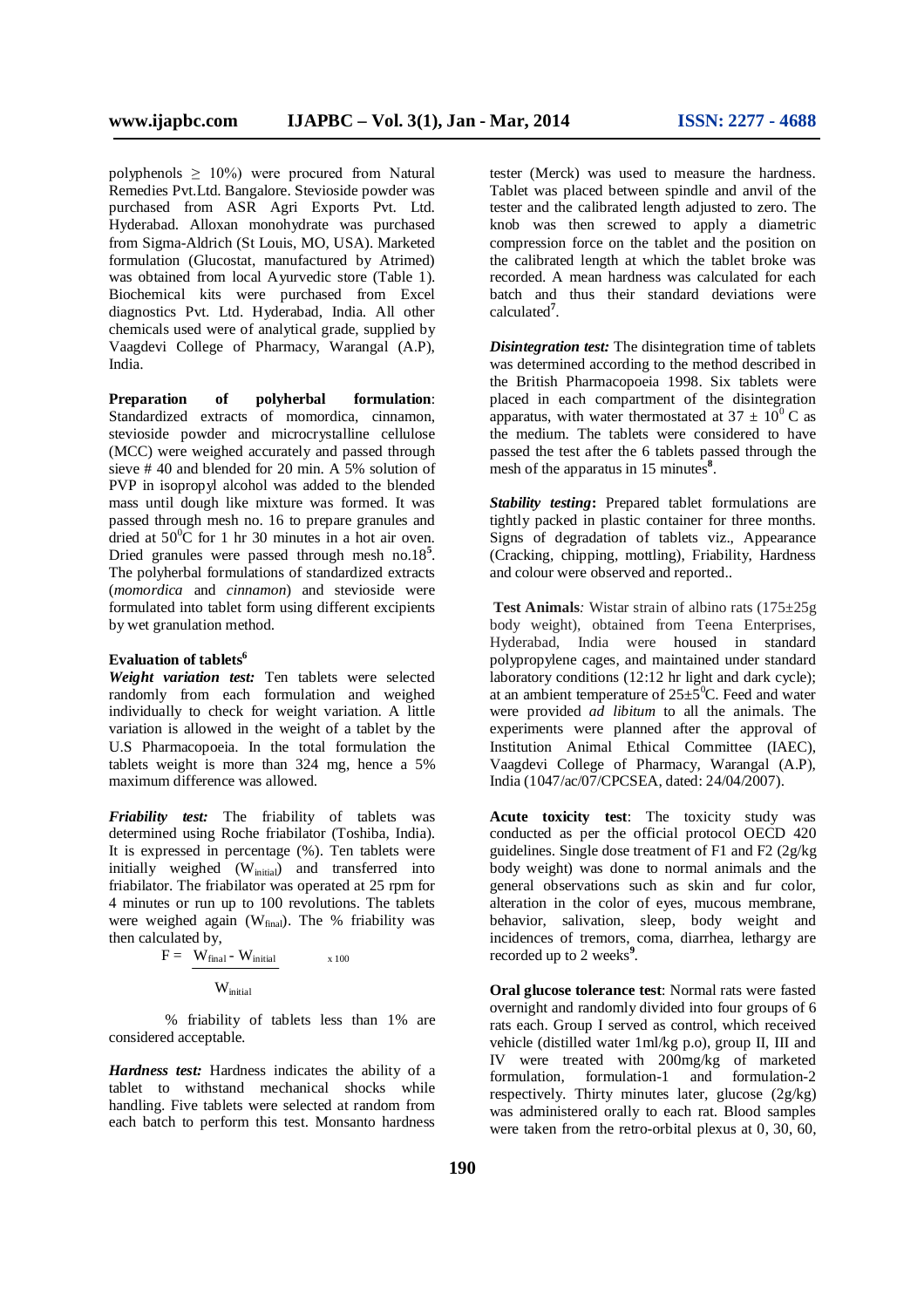polyphenols ≥ 10%) were procured from Natural Remedies Pvt.Ltd. Bangalore. Stevioside powder was purchased from ASR Agri Exports Pvt. Ltd. Hyderabad. Alloxan monohydrate was purchased from Sigma-Aldrich (St Louis, MO, USA). Marketed formulation (Glucostat, manufactured by Atrimed) was obtained from local Ayurvedic store (Table 1). Biochemical kits were purchased from Excel diagnostics Pvt. Ltd. Hyderabad, India. All other chemicals used were of analytical grade, supplied by Vaagdevi College of Pharmacy, Warangal (A.P), India.

**Preparation of polyherbal formulation**: Standardized extracts of momordica, cinnamon, stevioside powder and microcrystalline cellulose (MCC) were weighed accurately and passed through sieve # 40 and blended for 20 min. A 5% solution of PVP in isopropyl alcohol was added to the blended mass until dough like mixture was formed. It was passed through mesh no. 16 to prepare granules and dried at $50^0$C for 1 hr 30 minutes in a hot air oven. Dried granules were passed through mesh no.18[5]. The polyherbal formulations of standardized extracts (*momordica* and *cinnamon*) and stevioside were formulated into tablet form using different excipients by wet granulation method.

### Evaluation of tablets[6]

***Weight variation test:*** Ten tablets were selected randomly from each formulation and weighed individually to check for weight variation. A little variation is allowed in the weight of a tablet by the U.S Pharmacopoeia. In the total formulation the tablets weight is more than 324 mg, hence a 5% maximum difference was allowed.

***Friability test:*** The friability of tablets was determined using Roche friabilator (Toshiba, India). It is expressed in percentage (%). Ten tablets were initially weighed ($W_{initial}$) and transferred into friabilator. The friabilator was operated at 25 rpm for 4 minutes or run up to 100 revolutions. The tablets were weighed again ($W_{final}$). The % friability was then calculated by,

$$F = \frac{W_{final} - W_{initial}}{W_{initial}} \times 100$$

% friability of tablets less than 1% are considered acceptable.

***Hardness test:*** Hardness indicates the ability of a tablet to withstand mechanical shocks while handling. Five tablets were selected at random from each batch to perform this test. Monsanto hardness tester (Merck) was used to measure the hardness. Tablet was placed between spindle and anvil of the tester and the calibrated length adjusted to zero. The knob was then screwed to apply a diametric compression force on the tablet and the position on the calibrated length at which the tablet broke was recorded. A mean hardness was calculated for each batch and thus their standard deviations were calculated[7].

***Disintegration test:*** The disintegration time of tablets was determined according to the method described in the British Pharmacopoeia 1998. Six tablets were placed in each compartment of the disintegration apparatus, with water thermostated at $37 \pm 10^0$ C as the medium. The tablets were considered to have passed the test after the 6 tablets passed through the mesh of the apparatus in 15 minutes[8].

***Stability testing*:** Prepared tablet formulations are tightly packed in plastic container for three months. Signs of degradation of tablets viz., Appearance (Cracking, chipping, mottling), Friability, Hardness and colour were observed and reported..

**Test Animals***:* Wistar strain of albino rats (175±25g body weight), obtained from Teena Enterprises, Hyderabad, India were housed in standard polypropylene cages, and maintained under standard laboratory conditions (12:12 hr light and dark cycle); at an ambient temperature of $25\pm5^0$C. Feed and water were provided *ad libitum* to all the animals. The experiments were planned after the approval of Institution Animal Ethical Committee (IAEC), Vaagdevi College of Pharmacy, Warangal (A.P), India (1047/ac/07/CPCSEA, dated: 24/04/2007).

**Acute toxicity test**: The toxicity study was conducted as per the official protocol OECD 420 guidelines. Single dose treatment of F1 and F2 (2g/kg body weight) was done to normal animals and the general observations such as skin and fur color, alteration in the color of eyes, mucous membrane, behavior, salivation, sleep, body weight and incidences of tremors, coma, diarrhea, lethargy are recorded up to 2 weeks[9].

**Oral glucose tolerance test**: Normal rats were fasted overnight and randomly divided into four groups of 6 rats each. Group I served as control, which received vehicle (distilled water 1ml/kg p.o), group II, III and IV were treated with 200mg/kg of marketed formulation, formulation-1 and formulation-2 respectively. Thirty minutes later, glucose (2g/kg) was administered orally to each rat. Blood samples were taken from the retro-orbital plexus at 0, 30, 60,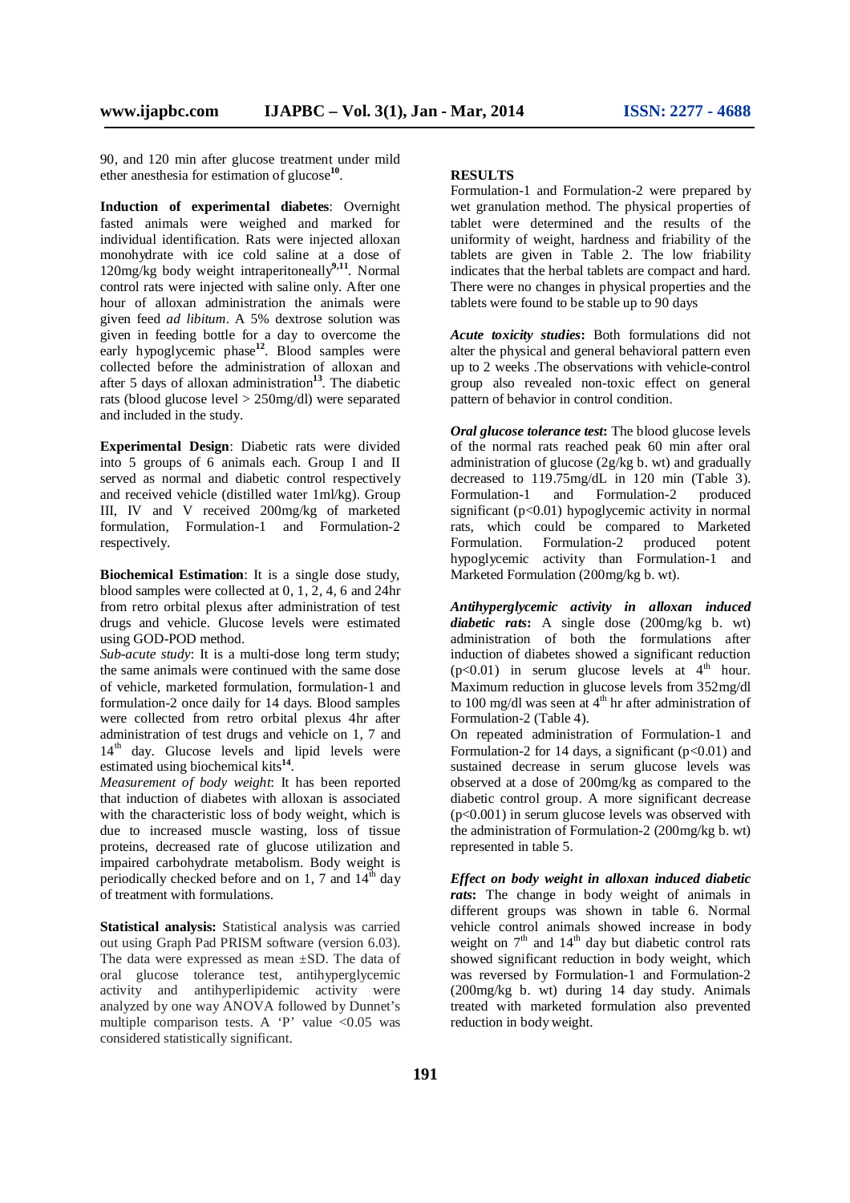90, and 120 min after glucose treatment under mild ether anesthesia for estimation of glucose[10].

**Induction of experimental diabetes**: Overnight fasted animals were weighed and marked for individual identification. Rats were injected alloxan monohydrate with ice cold saline at a dose of 120mg/kg body weight intraperitoneally[9,11]. Normal control rats were injected with saline only. After one hour of alloxan administration the animals were given feed *ad libitum*. A 5% dextrose solution was given in feeding bottle for a day to overcome the early hypoglycemic phase[12]. Blood samples were collected before the administration of alloxan and after 5 days of alloxan administration[13]. The diabetic rats (blood glucose level > 250mg/dl) were separated and included in the study.

**Experimental Design**: Diabetic rats were divided into 5 groups of 6 animals each. Group I and II served as normal and diabetic control respectively and received vehicle (distilled water 1ml/kg). Group III, IV and V received 200mg/kg of marketed formulation, Formulation-1 and Formulation-2 respectively.

**Biochemical Estimation**: It is a single dose study, blood samples were collected at 0, 1, 2, 4, 6 and 24hr from retro orbital plexus after administration of test drugs and vehicle. Glucose levels were estimated using GOD-POD method.

*Sub-acute study*: It is a multi-dose long term study; the same animals were continued with the same dose of vehicle, marketed formulation, formulation-1 and formulation-2 once daily for 14 days. Blood samples were collected from retro orbital plexus 4hr after administration of test drugs and vehicle on 1, 7 and 14th day. Glucose levels and lipid levels were estimated using biochemical kits[14].

*Measurement of body weight*: It has been reported that induction of diabetes with alloxan is associated with the characteristic loss of body weight, which is due to increased muscle wasting, loss of tissue proteins, decreased rate of glucose utilization and impaired carbohydrate metabolism. Body weight is periodically checked before and on 1, 7 and 14th day of treatment with formulations.

**Statistical analysis:** Statistical analysis was carried out using Graph Pad PRISM software (version 6.03). The data were expressed as mean ±SD. The data of oral glucose tolerance test, antihyperglycemic activity and antihyperlipidemic activity were analyzed by one way ANOVA followed by Dunnet's multiple comparison tests. A 'P' value <0.05 was considered statistically significant.

## RESULTS

Formulation-1 and Formulation-2 were prepared by wet granulation method. The physical properties of tablet were determined and the results of the uniformity of weight, hardness and friability of the tablets are given in Table 2. The low friability indicates that the herbal tablets are compact and hard. There were no changes in physical properties and the tablets were found to be stable up to 90 days

***Acute toxicity studies*:** Both formulations did not alter the physical and general behavioral pattern even up to 2 weeks .The observations with vehicle-control group also revealed non-toxic effect on general pattern of behavior in control condition.

***Oral glucose tolerance test*:** The blood glucose levels of the normal rats reached peak 60 min after oral administration of glucose (2g/kg b. wt) and gradually decreased to 119.75mg/dL in 120 min (Table 3). Formulation-1 and Formulation-2 produced significant ($p<0.01$) hypoglycemic activity in normal rats, which could be compared to Marketed Formulation. Formulation-2 produced potent hypoglycemic activity than Formulation-1 and Marketed Formulation (200mg/kg b. wt).

***Antihyperglycemic activity in alloxan induced diabetic rats*:** A single dose (200mg/kg b. wt) administration of both the formulations after induction of diabetes showed a significant reduction ($p<0.01$) in serum glucose levels at 4th hour. Maximum reduction in glucose levels from 352mg/dl to 100 mg/dl was seen at 4th hr after administration of Formulation-2 (Table 4).

On repeated administration of Formulation-1 and Formulation-2 for 14 days, a significant ($p<0.01$) and sustained decrease in serum glucose levels was observed at a dose of 200mg/kg as compared to the diabetic control group. A more significant decrease ($p<0.001$) in serum glucose levels was observed with the administration of Formulation-2 (200mg/kg b. wt) represented in table 5.

***Effect on body weight in alloxan induced diabetic rats*:** The change in body weight of animals in different groups was shown in table 6. Normal vehicle control animals showed increase in body weight on 7th and 14th day but diabetic control rats showed significant reduction in body weight, which was reversed by Formulation-1 and Formulation-2 (200mg/kg b. wt) during 14 day study. Animals treated with marketed formulation also prevented reduction in body weight.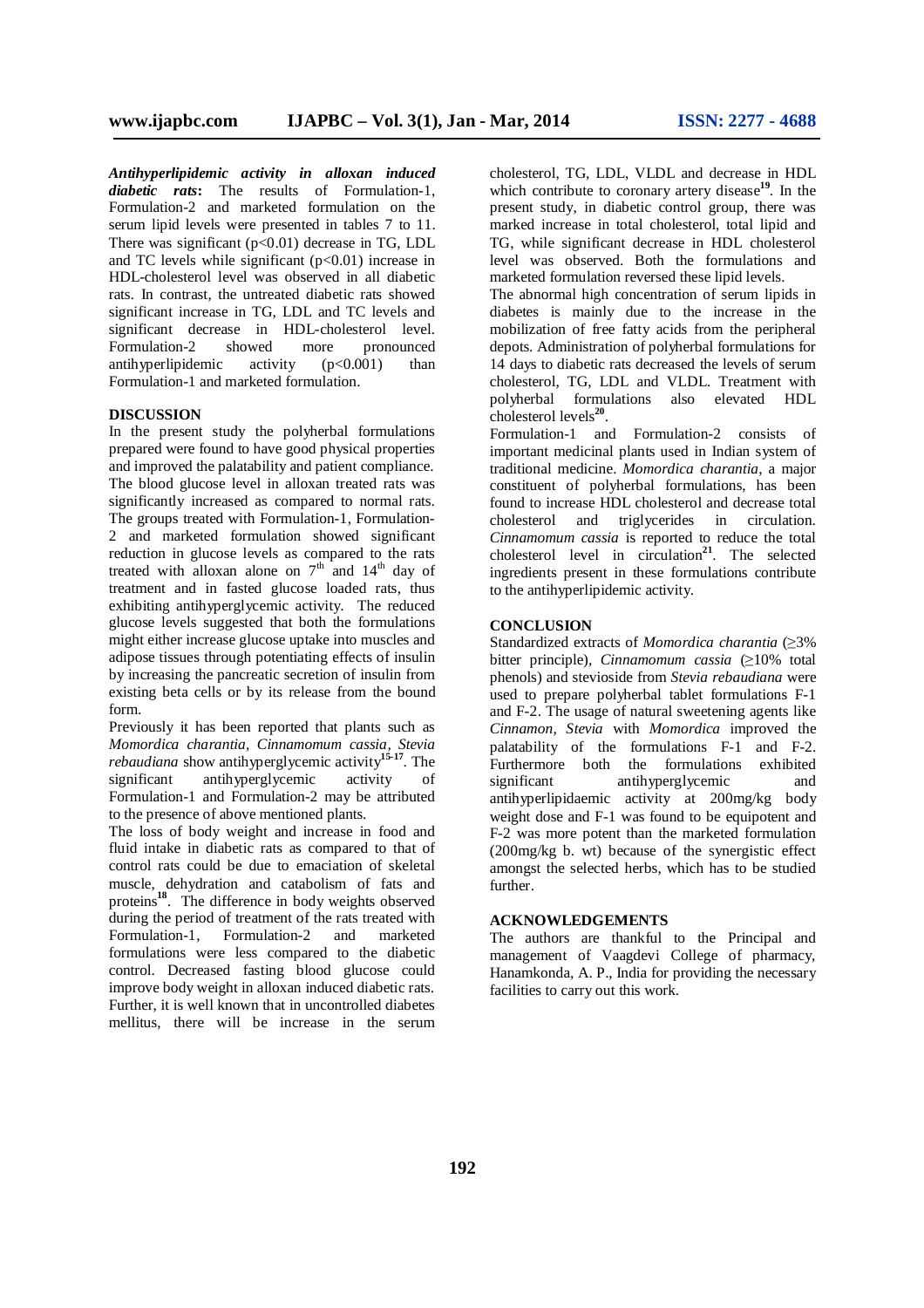***Antihyperlipidemic activity in alloxan induced diabetic rats*:** The results of Formulation-1, Formulation-2 and marketed formulation on the serum lipid levels were presented in tables 7 to 11. There was significant ($p<0.01$) decrease in TG, LDL and TC levels while significant ($p<0.01$) increase in HDL-cholesterol level was observed in all diabetic rats. In contrast, the untreated diabetic rats showed significant increase in TG, LDL and TC levels and significant decrease in HDL-cholesterol level. Formulation-2 showed more pronounced antihyperlipidemic activity ($p<0.001$) than Formulation-1 and marketed formulation.

## DISCUSSION

In the present study the polyherbal formulations prepared were found to have good physical properties and improved the palatability and patient compliance. The blood glucose level in alloxan treated rats was significantly increased as compared to normal rats. The groups treated with Formulation-1, Formulation-2 and marketed formulation showed significant reduction in glucose levels as compared to the rats treated with alloxan alone on $7^{th}$ and $14^{th}$ day of treatment and in fasted glucose loaded rats, thus exhibiting antihyperglycemic activity. The reduced glucose levels suggested that both the formulations might either increase glucose uptake into muscles and adipose tissues through potentiating effects of insulin by increasing the pancreatic secretion of insulin from existing beta cells or by its release from the bound form.

Previously it has been reported that plants such as *Momordica charantia*, *Cinnamomum cassia*, *Stevia rebaudiana* show antihyperglycemic activity[15-17]. The significant antihyperglycemic activity of Formulation-1 and Formulation-2 may be attributed to the presence of above mentioned plants.

The loss of body weight and increase in food and fluid intake in diabetic rats as compared to that of control rats could be due to emaciation of skeletal muscle, dehydration and catabolism of fats and proteins[18]. The difference in body weights observed during the period of treatment of the rats treated with Formulation-1, Formulation-2 and marketed formulations were less compared to the diabetic control. Decreased fasting blood glucose could improve body weight in alloxan induced diabetic rats. Further, it is well known that in uncontrolled diabetes mellitus, there will be increase in the serum cholesterol, TG, LDL, VLDL and decrease in HDL which contribute to coronary artery disease[19]. In the present study, in diabetic control group, there was marked increase in total cholesterol, total lipid and TG, while significant decrease in HDL cholesterol level was observed. Both the formulations and marketed formulation reversed these lipid levels.

The abnormal high concentration of serum lipids in diabetes is mainly due to the increase in the mobilization of free fatty acids from the peripheral depots. Administration of polyherbal formulations for 14 days to diabetic rats decreased the levels of serum cholesterol, TG, LDL and VLDL. Treatment with polyherbal formulations also elevated HDL cholesterol levels[20].

Formulation-1 and Formulation-2 consists of important medicinal plants used in Indian system of traditional medicine. *Momordica charantia*, a major constituent of polyherbal formulations, has been found to increase HDL cholesterol and decrease total cholesterol and triglycerides in circulation. *Cinnamomum cassia* is reported to reduce the total cholesterol level in circulation[21]. The selected ingredients present in these formulations contribute to the antihyperlipidemic activity.

## CONCLUSION

Standardized extracts of *Momordica charantia* (≥3% bitter principle), *Cinnamomum cassia* (≥10% total phenols) and stevioside from *Stevia rebaudiana* were used to prepare polyherbal tablet formulations F-1 and F-2. The usage of natural sweetening agents like *Cinnamon, Stevia* with *Momordica* improved the palatability of the formulations F-1 and F-2. Furthermore both the formulations exhibited significant antihyperglycemic and antihyperlipidaemic activity at 200mg/kg body weight dose and F-1 was found to be equipotent and F-2 was more potent than the marketed formulation (200mg/kg b. wt) because of the synergistic effect amongst the selected herbs, which has to be studied further.

## ACKNOWLEDGEMENTS

The authors are thankful to the Principal and management of Vaagdevi College of pharmacy, Hanamkonda, A. P., India for providing the necessary facilities to carry out this work.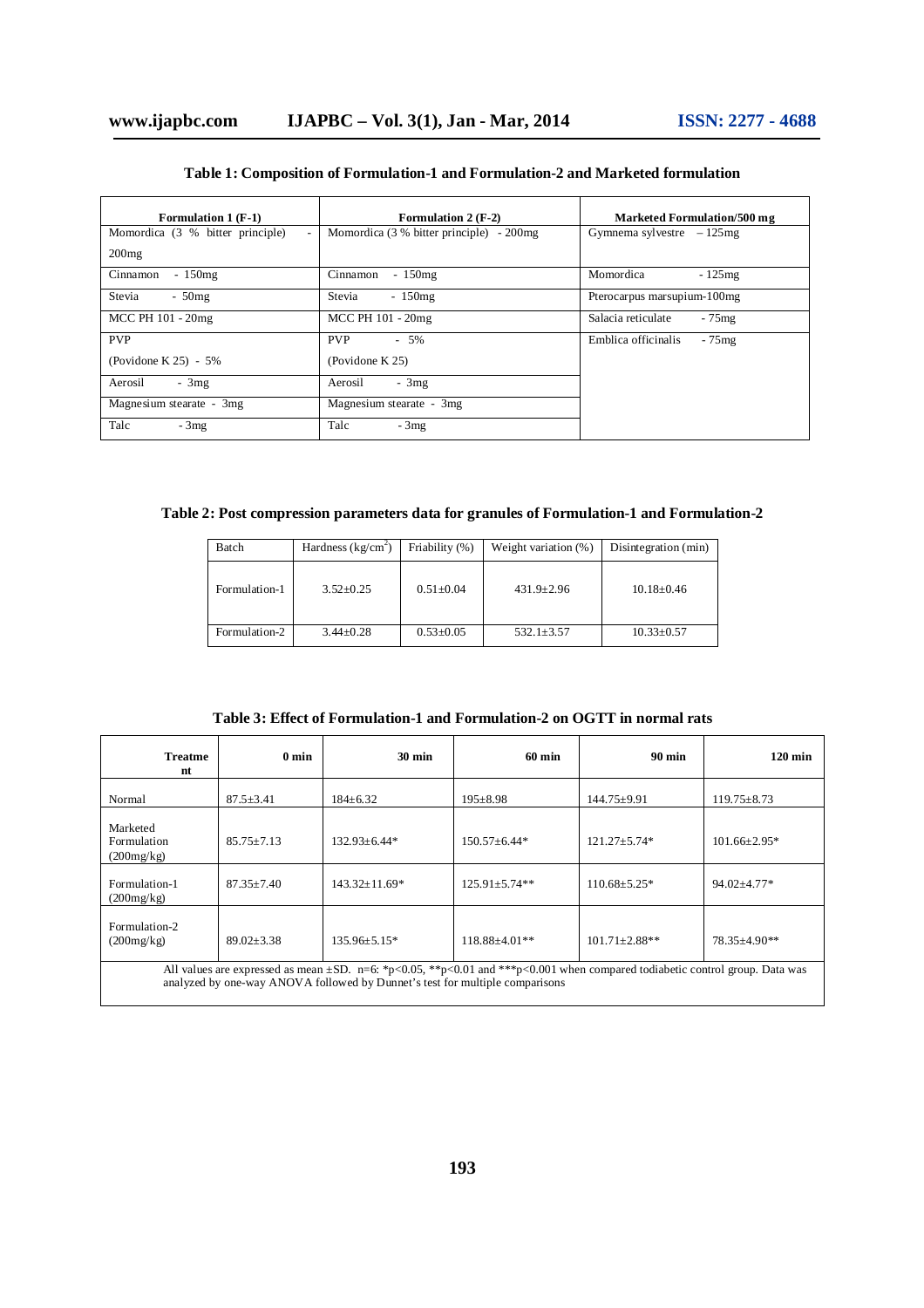**Table 1: Composition of Formulation-1 and Formulation-2 and Marketed formulation**

| Formulation 1 (F-1) | Formulation 2 (F-2) | Marketed Formulation/500 mg |
|---|---|---|
| Momordica (3 % bitter principle) - 200mg | Momordica (3 % bitter principle) - 200mg | Gymnema sylvestre – 125mg |
| Cinnamon - 150mg | Cinnamon - 150mg | Momordica - 125mg |
| Stevia - 50mg | Stevia - 150mg | Pterocarpus marsupium-100mg |
| MCC PH 101 - 20mg | MCC PH 101 - 20mg | Salacia reticulate - 75mg |
| PVP (Povidone K 25) - 5% | PVP - 5% (Povidone K 25) | Emblica officinalis - 75mg |
| Aerosil - 3mg | Aerosil - 3mg | |
| Magnesium stearate - 3mg | Magnesium stearate - 3mg | |
| Talc - 3mg | Talc - 3mg | |

**Table 2: Post compression parameters data for granules of Formulation-1 and Formulation-2**

| Batch | Hardness (kg/cm$^2$) | Friability (%) | Weight variation (%) | Disintegration (min) |
|---|---|---|---|---|
| Formulation-1 | 3.52±0.25 | 0.51±0.04 | 431.9±2.96 | 10.18±0.46 |
| Formulation-2 | 3.44±0.28 | 0.53±0.05 | 532.1±3.57 | 10.33±0.57 |

**Table 3: Effect of Formulation-1 and Formulation-2 on OGTT in normal rats**

| Treatment | 0 min | 30 min | 60 min | 90 min | 120 min |
|---|---|---|---|---|---|
| Normal | 87.5±3.41 | 184±6.32 | 195±8.98 | 144.75±9.91 | 119.75±8.73 |
| Marketed Formulation (200mg/kg) | 85.75±7.13 | 132.93±6.44* | 150.57±6.44* | 121.27±5.74* | 101.66±2.95* |
| Formulation-1 (200mg/kg) | 87.35±7.40 | 143.32±11.69* | 125.91±5.74** | 110.68±5.25* | 94.02±4.77* |
| Formulation-2 (200mg/kg) | 89.02±3.38 | 135.96±5.15* | 118.88±4.01** | 101.71±2.88** | 78.35±4.90** |

All values are expressed as mean ±SD. n=6: *p<0.05, **p<0.01 and ***p<0.001 when compared todiabetic control group. Data was analyzed by one-way ANOVA followed by Dunnet's test for multiple comparisons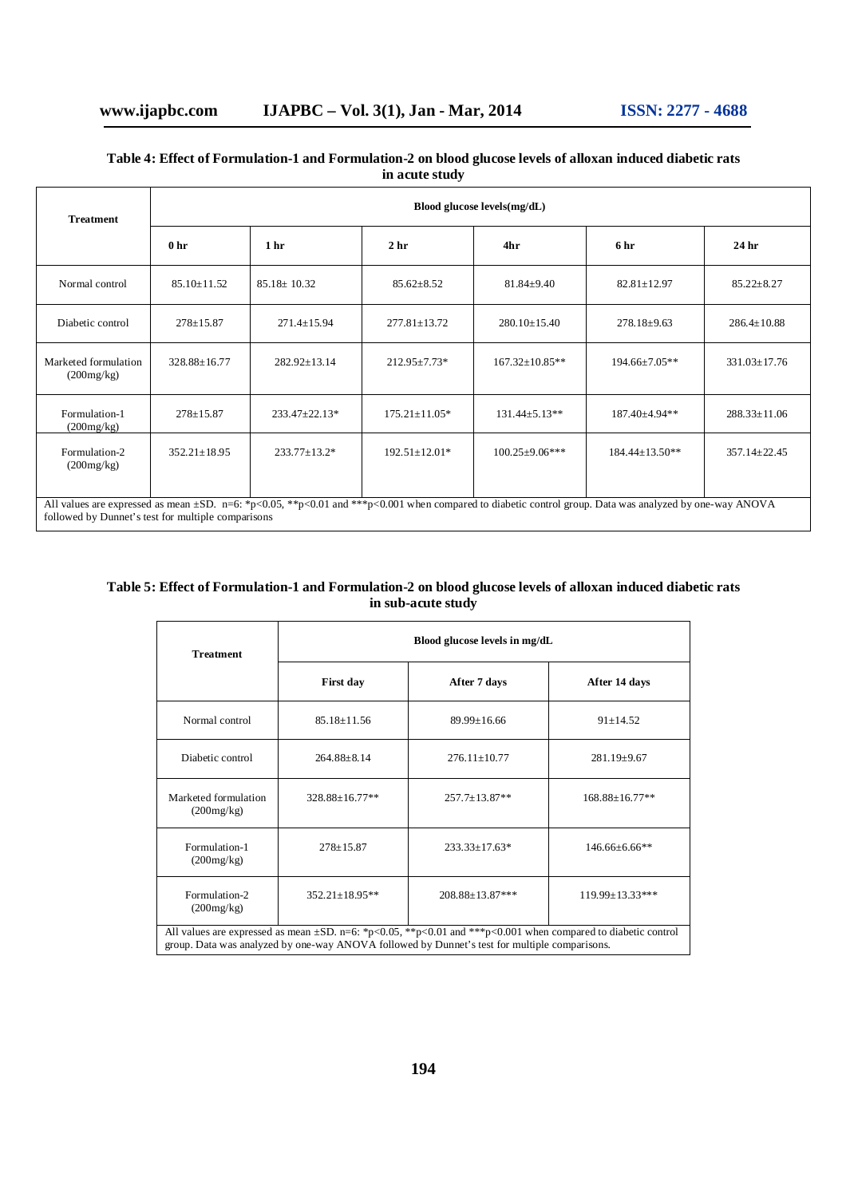**Table 4: Effect of Formulation-1 and Formulation-2 on blood glucose levels of alloxan induced diabetic rats in acute study**

| Treatment | Blood glucose levels(mg/dL) | | | | | |
|---|---|---|---|---|---|---|
| | 0 hr | 1 hr | 2 hr | 4hr | 6 hr | 24 hr |
| Normal control | 85.10±11.52 | 85.18± 10.32 | 85.62±8.52 | 81.84±9.40 | 82.81±12.97 | 85.22±8.27 |
| Diabetic control | 278±15.87 | 271.4±15.94 | 277.81±13.72 | 280.10±15.40 | 278.18±9.63 | 286.4±10.88 |
| Marketed formulation (200mg/kg) | 328.88±16.77 | 282.92±13.14 | 212.95±7.73* | 167.32±10.85** | 194.66±7.05** | 331.03±17.76 |
| Formulation-1 (200mg/kg) | 278±15.87 | 233.47±22.13* | 175.21±11.05* | 131.44±5.13** | 187.40±4.94** | 288.33±11.06 |
| Formulation-2 (200mg/kg) | 352.21±18.95 | 233.77±13.2* | 192.51±12.01* | 100.25±9.06*** | 184.44±13.50** | 357.14±22.45 |

All values are expressed as mean ±SD. n=6: *p<0.05, **p<0.01 and ***p<0.001 when compared to diabetic control group. Data was analyzed by one-way ANOVA followed by Dunnet's test for multiple comparisons

**Table 5: Effect of Formulation-1 and Formulation-2 on blood glucose levels of alloxan induced diabetic rats in sub-acute study**

| Treatment | Blood glucose levels in mg/dL | | |
|---|---|---|---|
| | First day | After 7 days | After 14 days |
| Normal control | 85.18±11.56 | 89.99±16.66 | 91±14.52 |
| Diabetic control | 264.88±8.14 | 276.11±10.77 | 281.19±9.67 |
| Marketed formulation (200mg/kg) | 328.88±16.77** | 257.7±13.87** | 168.88±16.77** |
| Formulation-1 (200mg/kg) | 278±15.87 | 233.33±17.63* | 146.66±6.66** |
| Formulation-2 (200mg/kg) | 352.21±18.95** | 208.88±13.87*** | 119.99±13.33*** |

All values are expressed as mean ±SD. n=6: *p<0.05, **p<0.01 and ***p<0.001 when compared to diabetic control group. Data was analyzed by one-way ANOVA followed by Dunnet's test for multiple comparisons.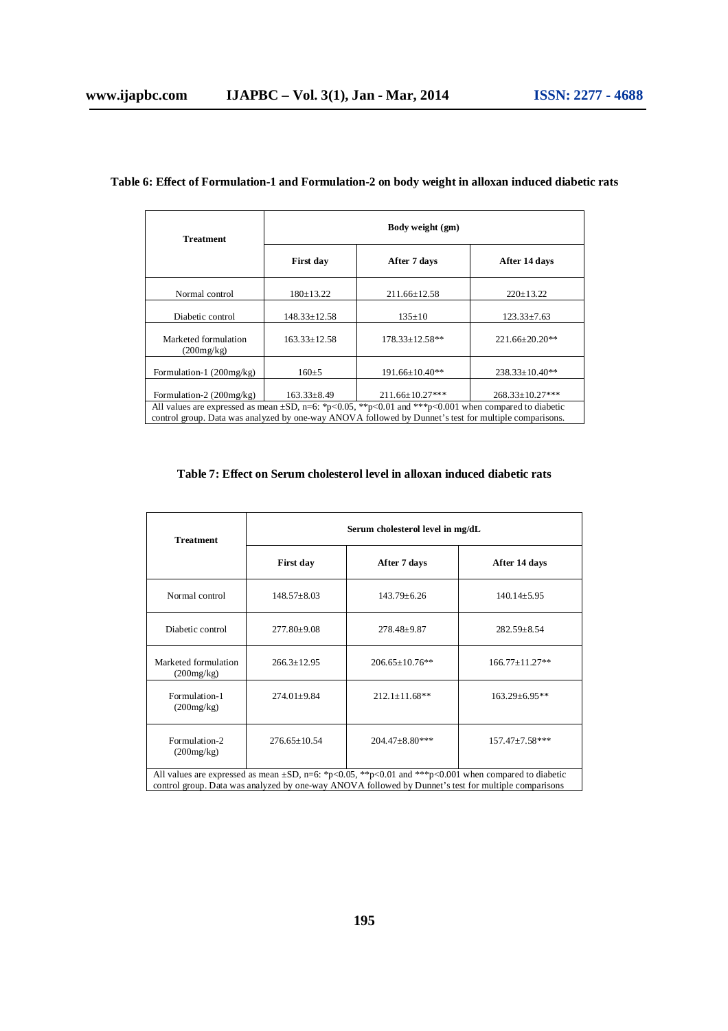**Table 6: Effect of Formulation-1 and Formulation-2 on body weight in alloxan induced diabetic rats**

| Treatment | Body weight (gm) | | |
|---|---|---|---|
| | First day | After 7 days | After 14 days |
| Normal control | 180±13.22 | 211.66±12.58 | 220±13.22 |
| Diabetic control | 148.33±12.58 | 135±10 | 123.33±7.63 |
| Marketed formulation (200mg/kg) | 163.33±12.58 | 178.33±12.58** | 221.66±20.20** |
| Formulation-1 (200mg/kg) | 160±5 | 191.66±10.40** | 238.33±10.40** |
| Formulation-2 (200mg/kg) | 163.33±8.49 | 211.66±10.27*** | 268.33±10.27*** |

All values are expressed as mean ±SD, n=6: *p<0.05, **p<0.01 and ***p<0.001 when compared to diabetic control group. Data was analyzed by one-way ANOVA followed by Dunnet's test for multiple comparisons.

**Table 7: Effect on Serum cholesterol level in alloxan induced diabetic rats**

| Treatment | Serum cholesterol level in mg/dL | | |
|---|---|---|---|
| | First day | After 7 days | After 14 days |
| Normal control | 148.57±8.03 | 143.79±6.26 | 140.14±5.95 |
| Diabetic control | 277.80±9.08 | 278.48±9.87 | 282.59±8.54 |
| Marketed formulation (200mg/kg) | 266.3±12.95 | 206.65±10.76** | 166.77±11.27** |
| Formulation-1 (200mg/kg) | 274.01±9.84 | 212.1±11.68** | 163.29±6.95** |
| Formulation-2 (200mg/kg) | 276.65±10.54 | 204.47±8.80*** | 157.47±7.58*** |

All values are expressed as mean ±SD, n=6: *p<0.05, **p<0.01 and ***p<0.001 when compared to diabetic control group. Data was analyzed by one-way ANOVA followed by Dunnet's test for multiple comparisons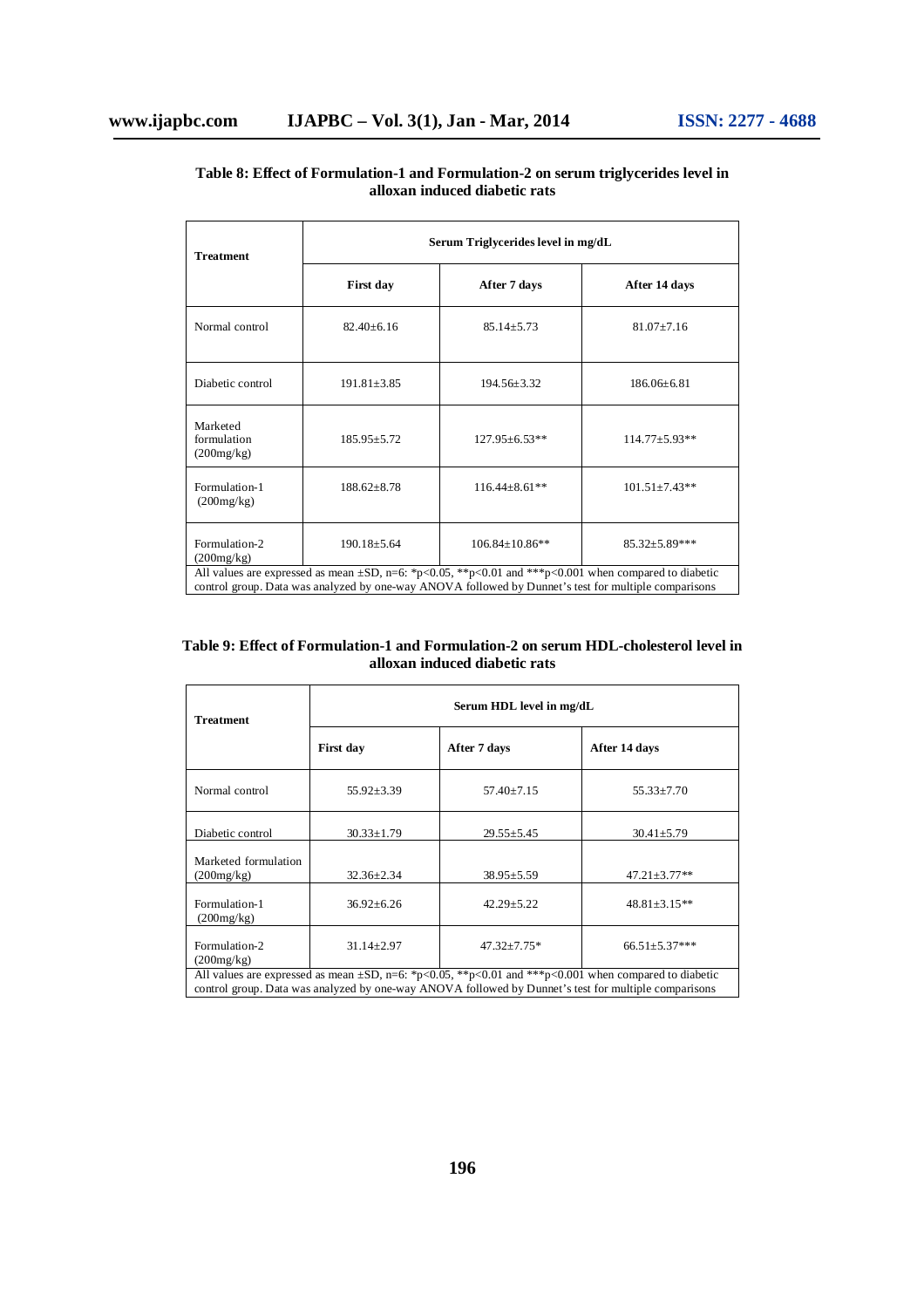**Table 8: Effect of Formulation-1 and Formulation-2 on serum triglycerides level in alloxan induced diabetic rats**

| Treatment | Serum Triglycerides level in mg/dL | | |
|---|---|---|---|
| | First day | After 7 days | After 14 days |
| Normal control | 82.40±6.16 | 85.14±5.73 | 81.07±7.16 |
| Diabetic control | 191.81±3.85 | 194.56±3.32 | 186.06±6.81 |
| Marketed formulation (200mg/kg) | 185.95±5.72 | 127.95±6.53** | 114.77±5.93** |
| Formulation-1 (200mg/kg) | 188.62±8.78 | 116.44±8.61** | 101.51±7.43** |
| Formulation-2 (200mg/kg) | 190.18±5.64 | 106.84±10.86** | 85.32±5.89*** |

All values are expressed as mean ±SD, n=6: *$p<0.05$, **$p<0.01$ and ***$p<0.001$ when compared to diabetic control group. Data was analyzed by one-way ANOVA followed by Dunnet's test for multiple comparisons

**Table 9: Effect of Formulation-1 and Formulation-2 on serum HDL-cholesterol level in alloxan induced diabetic rats**

| Treatment | Serum HDL level in mg/dL | | |
|---|---|---|---|
| | First day | After 7 days | After 14 days |
| Normal control | 55.92±3.39 | 57.40±7.15 | 55.33±7.70 |
| Diabetic control | 30.33±1.79 | 29.55±5.45 | 30.41±5.79 |
| Marketed formulation (200mg/kg) | 32.36±2.34 | 38.95±5.59 | 47.21±3.77** |
| Formulation-1 (200mg/kg) | 36.92±6.26 | 42.29±5.22 | 48.81±3.15** |
| Formulation-2 (200mg/kg) | 31.14±2.97 | 47.32±7.75* | 66.51±5.37*** |

All values are expressed as mean ±SD, n=6: *$p<0.05$, **$p<0.01$ and ***$p<0.001$ when compared to diabetic control group. Data was analyzed by one-way ANOVA followed by Dunnet's test for multiple comparisons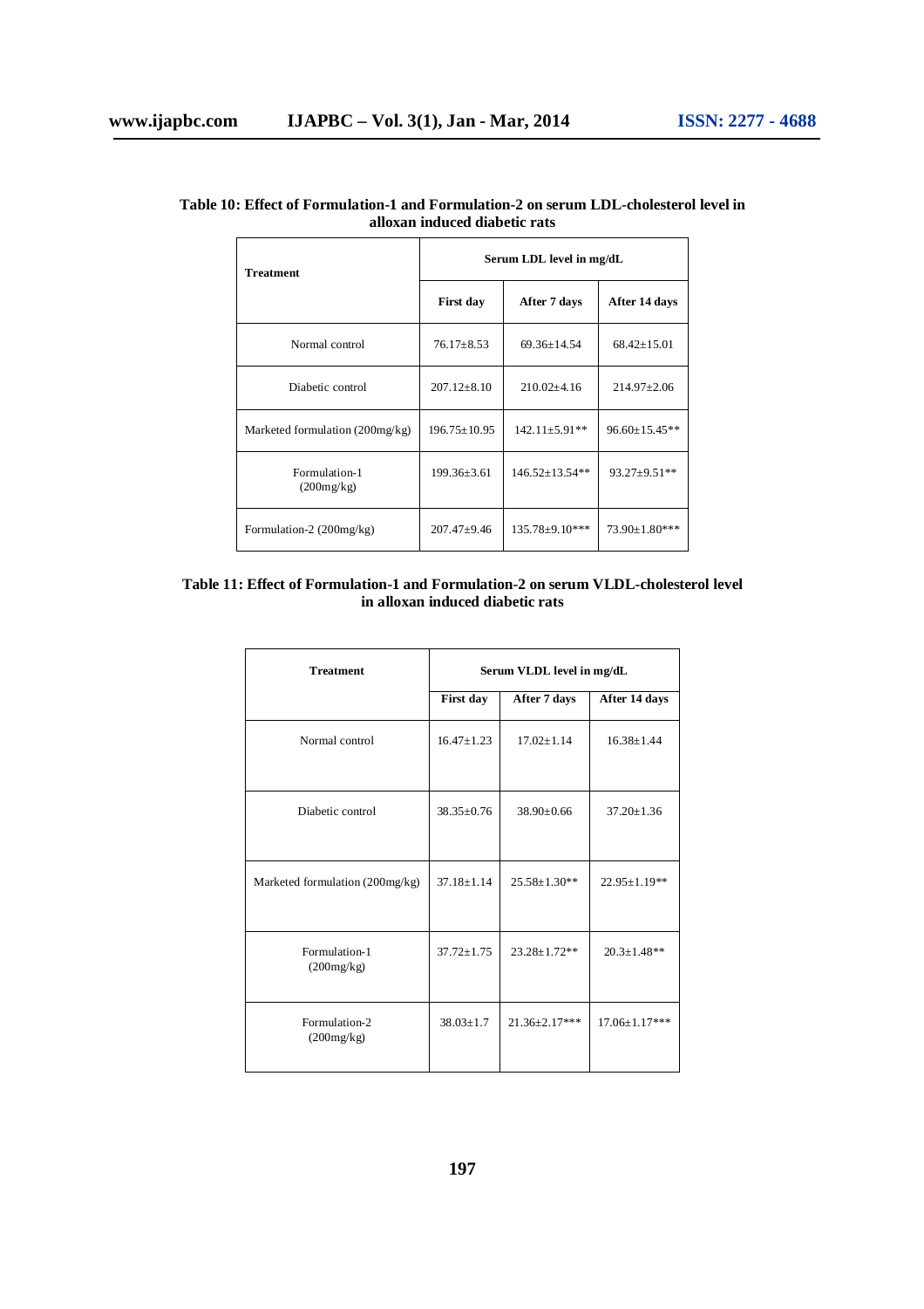**Table 10: Effect of Formulation-1 and Formulation-2 on serum LDL-cholesterol level in alloxan induced diabetic rats**

| Treatment | Serum LDL level in mg/dL | | |
|---|---|---|---|
| | First day | After 7 days | After 14 days |
| Normal control | 76.17±8.53 | 69.36±14.54 | 68.42±15.01 |
| Diabetic control | 207.12±8.10 | 210.02±4.16 | 214.97±2.06 |
| Marketed formulation (200mg/kg) | 196.75±10.95 | 142.11±5.91** | 96.60±15.45** |
| Formulation-1 (200mg/kg) | 199.36±3.61 | 146.52±13.54** | 93.27±9.51** |
| Formulation-2 (200mg/kg) | 207.47±9.46 | 135.78±9.10*** | 73.90±1.80*** |

**Table 11: Effect of Formulation-1 and Formulation-2 on serum VLDL-cholesterol level in alloxan induced diabetic rats**

| Treatment | Serum VLDL level in mg/dL | | |
|---|---|---|---|
| | First day | After 7 days | After 14 days |
| Normal control | 16.47±1.23 | 17.02±1.14 | 16.38±1.44 |
| Diabetic control | 38.35±0.76 | 38.90±0.66 | 37.20±1.36 |
| Marketed formulation (200mg/kg) | 37.18±1.14 | 25.58±1.30** | 22.95±1.19** |
| Formulation-1 (200mg/kg) | 37.72±1.75 | 23.28±1.72** | 20.3±1.48** |
| Formulation-2 (200mg/kg) | 38.03±1.7 | 21.36±2.17*** | 17.06±1.17*** |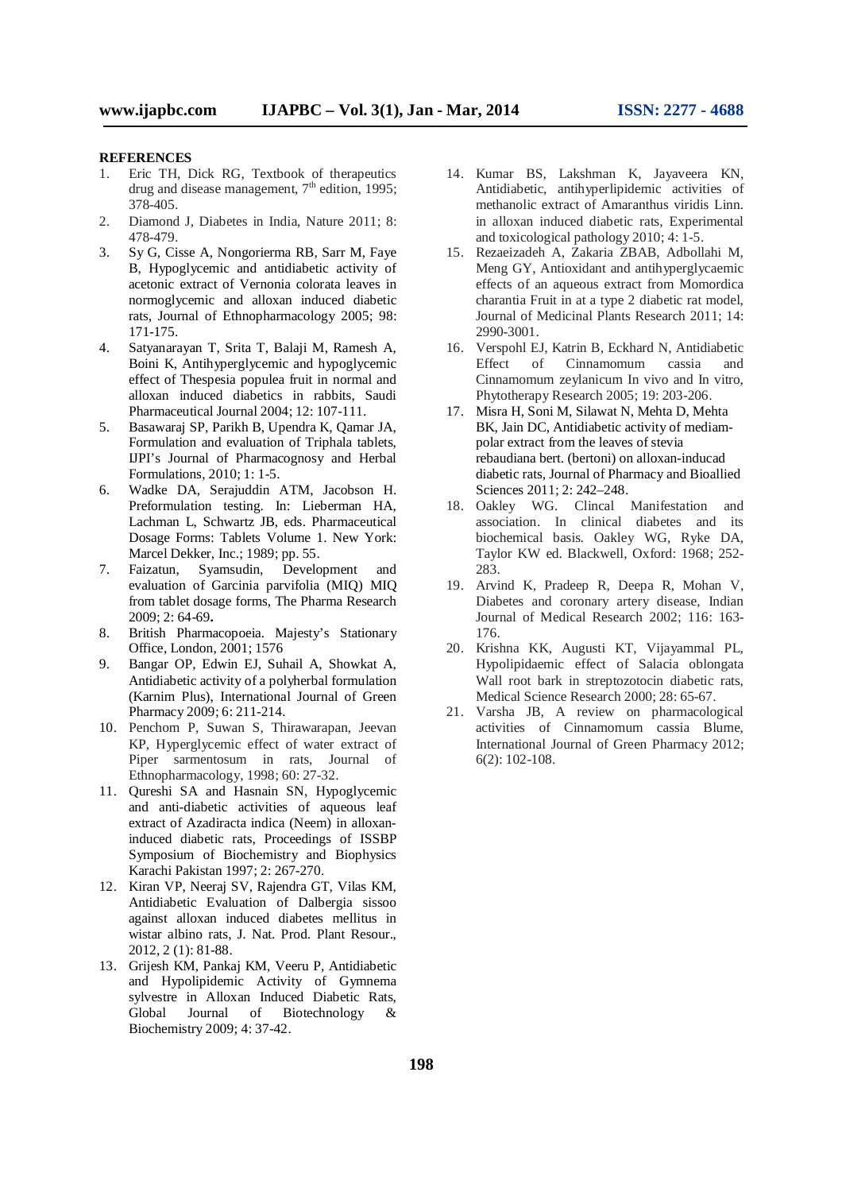**REFERENCES**

1. Eric TH, Dick RG, Textbook of therapeutics drug and disease management, 7th edition, 1995; 378-405.
2. Diamond J, Diabetes in India, Nature 2011; 8: 478-479.
3. Sy G, Cisse A, Nongorierma RB, Sarr M, Faye B, Hypoglycemic and antidiabetic activity of acetonic extract of Vernonia colorata leaves in normoglycemic and alloxan induced diabetic rats, Journal of Ethnopharmacology 2005; 98: 171-175.
4. Satyanarayan T, Srita T, Balaji M, Ramesh A, Boini K, Antihyperglycemic and hypoglycemic effect of Thespesia populea fruit in normal and alloxan induced diabetics in rabbits, Saudi Pharmaceutical Journal 2004; 12: 107-111.
5. Basawaraj SP, Parikh B, Upendra K, Qamar JA, Formulation and evaluation of Triphala tablets, IJPI's Journal of Pharmacognosy and Herbal Formulations, 2010; 1: 1-5.
6. Wadke DA, Serajuddin ATM, Jacobson H. Preformulation testing. In: Lieberman HA, Lachman L, Schwartz JB, eds. Pharmaceutical Dosage Forms: Tablets Volume 1. New York: Marcel Dekker, Inc.; 1989; pp. 55.
7. Faizatun, Syamsudin, Development and evaluation of Garcinia parvifolia (MIQ) MIQ from tablet dosage forms, The Pharma Research 2009; 2: 64-69**.**
8. British Pharmacopoeia. Majesty's Stationary Office, London, 2001; 1576
9. Bangar OP, Edwin EJ, Suhail A, Showkat A, Antidiabetic activity of a polyherbal formulation (Karnim Plus), International Journal of Green Pharmacy 2009; 6: 211-214.
10. Penchom P, Suwan S, Thirawarapan, Jeevan KP, Hyperglycemic effect of water extract of Piper sarmentosum in rats, Journal of Ethnopharmacology, 1998; 60: 27-32.
11. Qureshi SA and Hasnain SN, Hypoglycemic and anti-diabetic activities of aqueous leaf extract of Azadiracta indica (Neem) in alloxan-induced diabetic rats, Proceedings of ISSBP Symposium of Biochemistry and Biophysics Karachi Pakistan 1997; 2: 267-270.
12. Kiran VP, Neeraj SV, Rajendra GT, Vilas KM, Antidiabetic Evaluation of Dalbergia sissoo against alloxan induced diabetes mellitus in wistar albino rats, J. Nat. Prod. Plant Resour., 2012, 2 (1): 81-88.
13. Grijesh KM, Pankaj KM, Veeru P, Antidiabetic and Hypolipidemic Activity of Gymnema sylvestre in Alloxan Induced Diabetic Rats, Global Journal of Biotechnology & Biochemistry 2009; 4: 37-42.
14. Kumar BS, Lakshman K, Jayaveera KN, Antidiabetic, antihyperlipidemic activities of methanolic extract of Amaranthus viridis Linn. in alloxan induced diabetic rats, Experimental and toxicological pathology 2010; 4: 1-5.
15. Rezaeizadeh A, Zakaria ZBAB, Adbollahi M, Meng GY, Antioxidant and antihyperglycaemic effects of an aqueous extract from Momordica charantia Fruit in at a type 2 diabetic rat model, Journal of Medicinal Plants Research 2011; 14: 2990-3001.
16. Verspohl EJ, Katrin B, Eckhard N, Antidiabetic Effect of Cinnamomum cassia and Cinnamomum zeylanicum In vivo and In vitro, Phytotherapy Research 2005; 19: 203-206.
17. Misra H, Soni M, Silawat N, Mehta D, Mehta BK, Jain DC, Antidiabetic activity of mediam-polar extract from the leaves of stevia rebaudiana bert. (bertoni) on alloxan-inducad diabetic rats, Journal of Pharmacy and Bioallied Sciences 2011; 2: 242–248.
18. Oakley WG. Clincal Manifestation and association. In clinical diabetes and its biochemical basis. Oakley WG, Ryke DA, Taylor KW ed. Blackwell, Oxford: 1968; 252-283.
19. Arvind K, Pradeep R, Deepa R, Mohan V, Diabetes and coronary artery disease, Indian Journal of Medical Research 2002; 116: 163-176.
20. Krishna KK, Augusti KT, Vijayammal PL, Hypolipidaemic effect of Salacia oblongata Wall root bark in streptozotocin diabetic rats, Medical Science Research 2000; 28: 65-67.
21. Varsha JB, A review on pharmacological activities of Cinnamomum cassia Blume, International Journal of Green Pharmacy 2012; 6(2): 102-108.